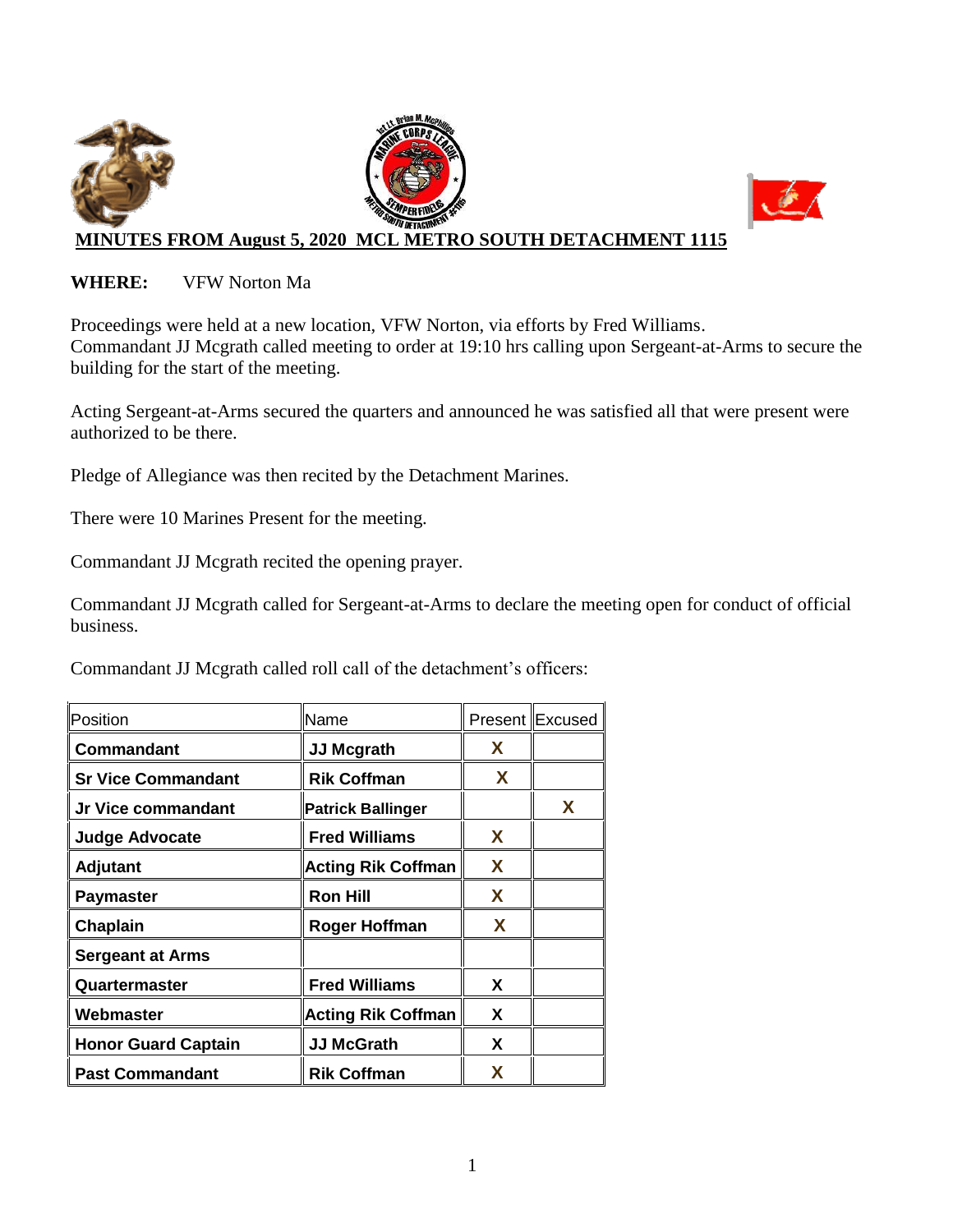# MINUTES FROM August 5, 2020 MCL METRO SOUTH DETACHMENT 1115

**WHERE:** VFW Norton Ma

Proceedings were held at a new location, VFW Norton, via efforts by Fred Williams.
Commandant JJ Mcgrath called meeting to order at 19:10 hrs calling upon Sergeant-at-Arms to secure the building for the start of the meeting.

Acting Sergeant-at-Arms secured the quarters and announced he was satisfied all that were present were authorized to be there.

Pledge of Allegiance was then recited by the Detachment Marines.

There were 10 Marines Present for the meeting.

Commandant JJ Mcgrath recited the opening prayer.

Commandant JJ Mcgrath called for Sergeant-at-Arms to declare the meeting open for conduct of official business.

Commandant JJ Mcgrath called roll call of the detachment's officers:

| Position | Name | Present | Excused |
|---|---|---|---|
| **Commandant** | **JJ Mcgrath** | X | |
| **Sr Vice Commandant** | **Rik Coffman** | X | |
| **Jr Vice commandant** | **Patrick Ballinger** | | X |
| **Judge Advocate** | **Fred Williams** | X | |
| **Adjutant** | **Acting Rik Coffman** | X | |
| **Paymaster** | **Ron Hill** | X | |
| **Chaplain** | **Roger Hoffman** | X | |
| **Sergeant at Arms** | | | |
| **Quartermaster** | **Fred Williams** | X | |
| **Webmaster** | **Acting Rik Coffman** | X | |
| **Honor Guard Captain** | **JJ McGrath** | X | |
| **Past Commandant** | **Rik Coffman** | X | |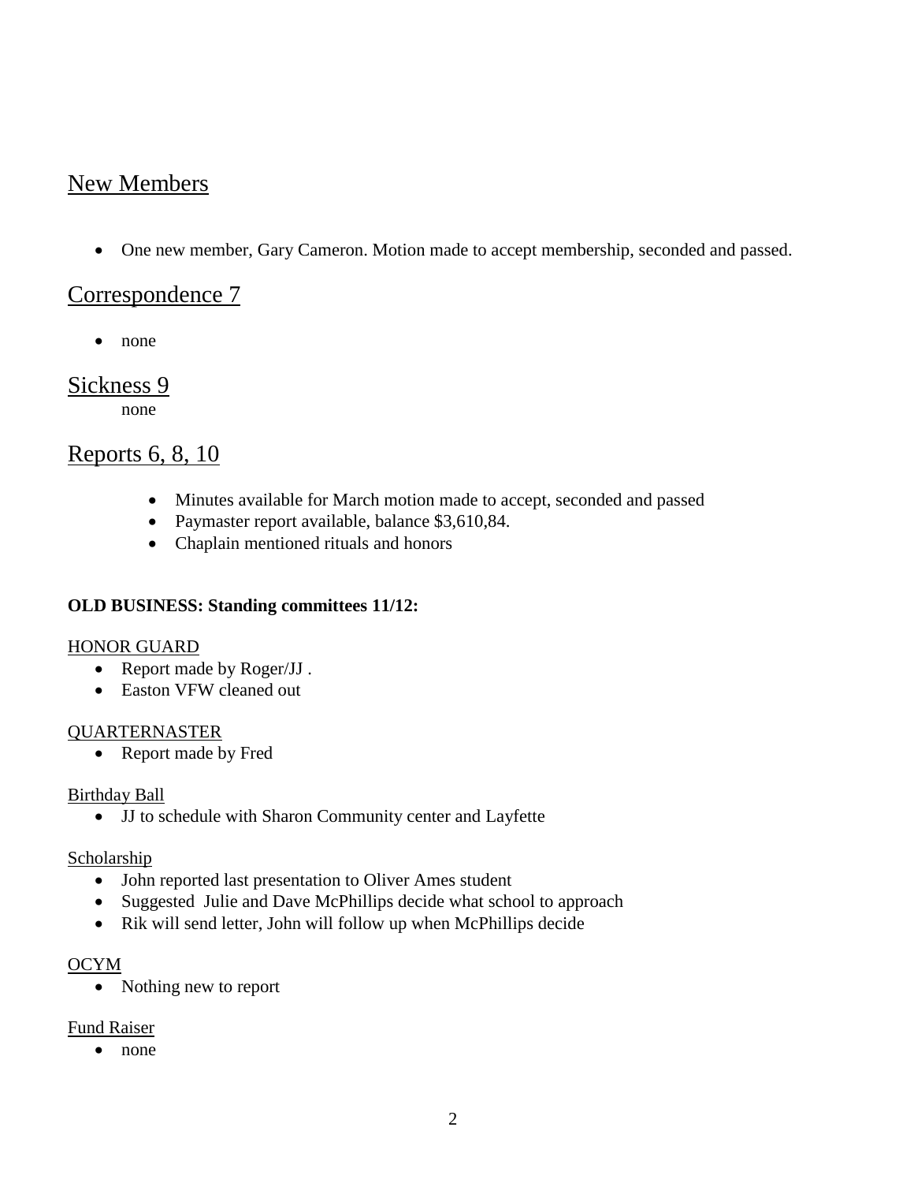## New Members

- One new member, Gary Cameron. Motion made to accept membership, seconded and passed.

## Correspondence 7

- none

## Sickness 9

none

## Reports 6, 8, 10

- Minutes available for March motion made to accept, seconded and passed
- Paymaster report available, balance $3,610,84.
- Chaplain mentioned rituals and honors

**OLD BUSINESS: Standing committees 11/12:**

HONOR GUARD

- Report made by Roger/JJ .
- Easton VFW cleaned out

QUARTERNASTER

- Report made by Fred

Birthday Ball

- JJ to schedule with Sharon Community center and Layfette

Scholarship

- John reported last presentation to Oliver Ames student
- Suggested Julie and Dave McPhillips decide what school to approach
- Rik will send letter, John will follow up when McPhillips decide

OCYM

- Nothing new to report

Fund Raiser

- none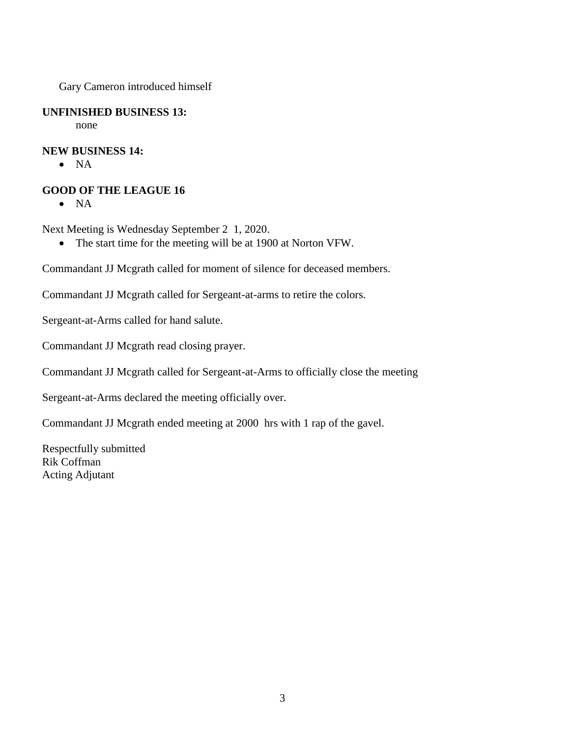Gary Cameron introduced himself

**UNFINISHED BUSINESS 13:**

none

**NEW BUSINESS 14:**

- NA

**GOOD OF THE LEAGUE 16**

- NA

Next Meeting is Wednesday September 2 1, 2020.

- The start time for the meeting will be at 1900 at Norton VFW.

Commandant JJ Mcgrath called for moment of silence for deceased members.

Commandant JJ Mcgrath called for Sergeant-at-arms to retire the colors.

Sergeant-at-Arms called for hand salute.

Commandant JJ Mcgrath read closing prayer.

Commandant JJ Mcgrath called for Sergeant-at-Arms to officially close the meeting

Sergeant-at-Arms declared the meeting officially over.

Commandant JJ Mcgrath ended meeting at 2000 hrs with 1 rap of the gavel.

Respectfully submitted
Rik Coffman
Acting Adjutant